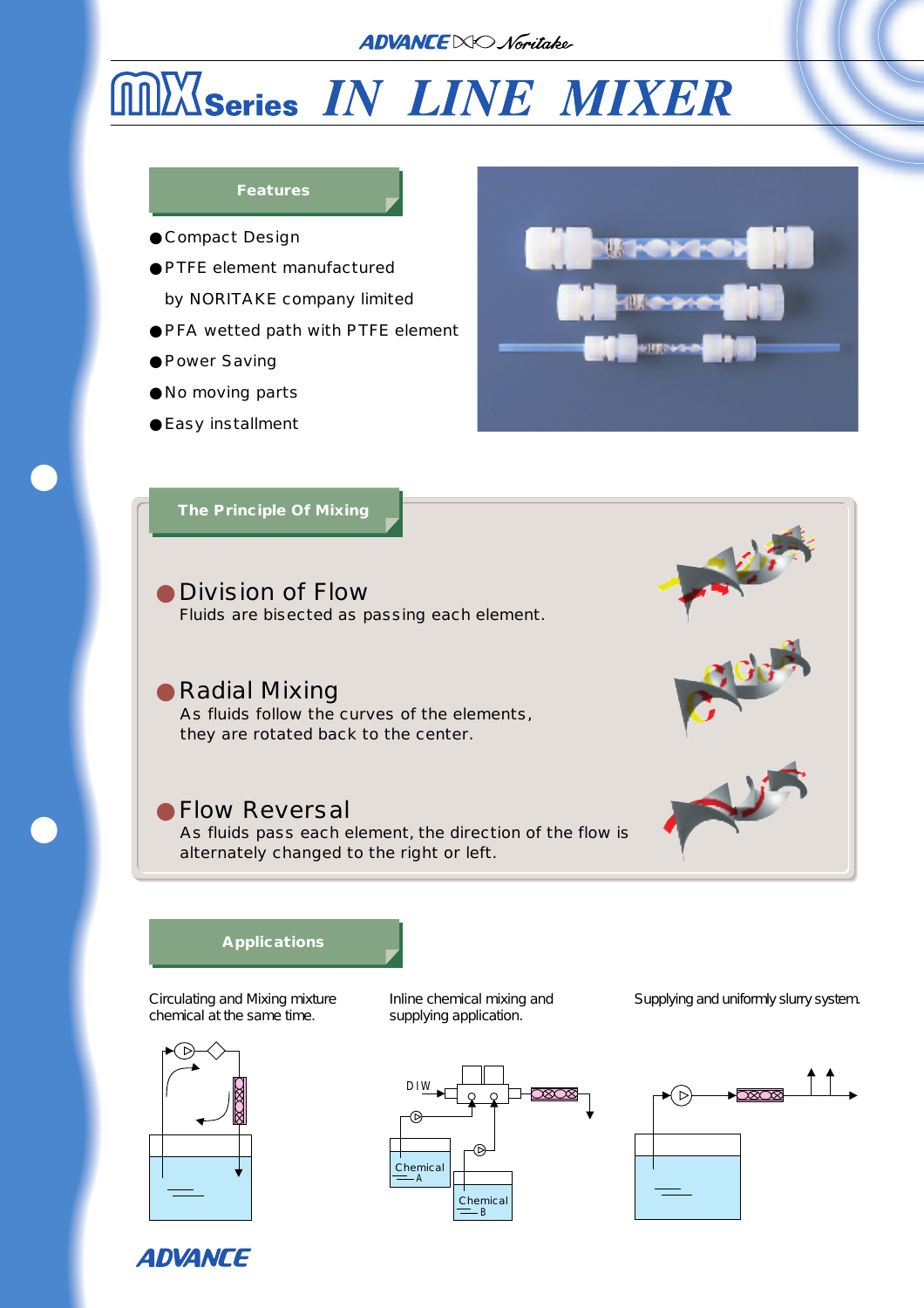ADVANCE Noritake

# MX Series IN LINE MIXER

## Features

- Compact Design
- PTFE element manufactured by NORITAKE company limited
- PFA wetted path with PTFE element
- Power Saving
- No moving parts
- Easy installment

## The Principle Of Mixing

### Division of Flow

Fluids are bisected as passing each element.

### Radial Mixing

As fluids follow the curves of the elements, they are rotated back to the center.

### Flow Reversal

As fluids pass each element, the direction of the flow is alternately changed to the right or left.

## Applications

Circulating and Mixing mixture chemical at the same time.

Inline chemical mixing and supplying application.

DIW

Chemical A

Chemical B

Supplying and uniformly slurry system.

ADVANCE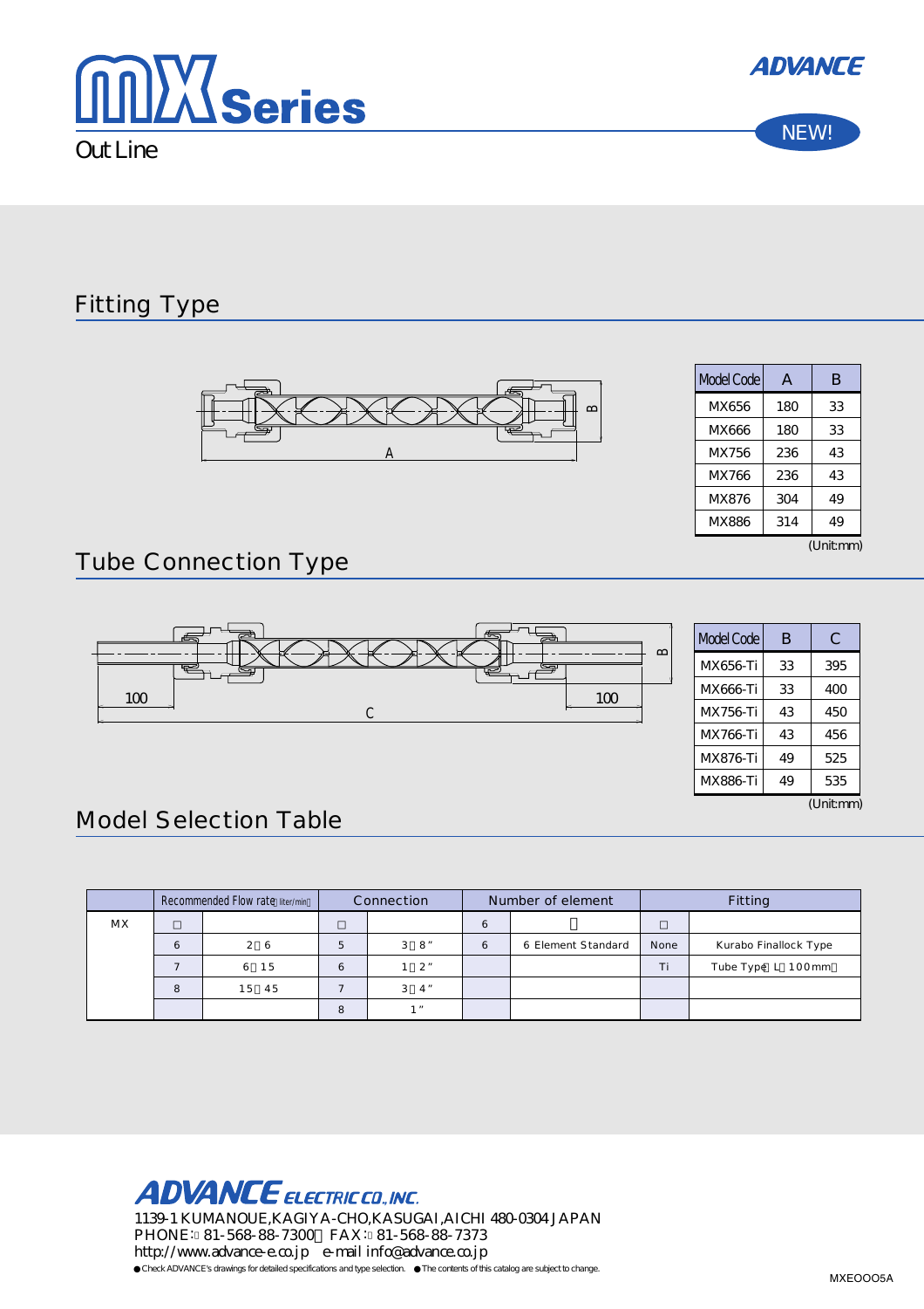# MX Series

ADVANCE

Out Line

NEW!

## Fitting Type

A

B

| Model Code | A | B |
|---|---|---|
| MX656 | 180 | 33 |
| MX666 | 180 | 33 |
| MX756 | 236 | 43 |
| MX766 | 236 | 43 |
| MX876 | 304 | 49 |
| MX886 | 314 | 49 |

(Unit:mm)

## Tube Connection Type

100

100

C

B

| Model Code | B | C |
|---|---|---|
| MX656-Ti | 33 | 395 |
| MX666-Ti | 33 | 400 |
| MX756-Ti | 43 | 450 |
| MX766-Ti | 43 | 456 |
| MX876-Ti | 49 | 525 |
| MX886-Ti | 49 | 535 |

(Unit:mm)

## Model Selection Table

| | Recommended Flow rate（liter/min） | | Connection | | Number of element | | Fitting | |
|---|---|---|---|---|---|---|---|---|
| MX | □ | | □ | | 6 | － | □ | |
| | 6 | 2～6 | 5 | 3／8” | 6 | 6 Element Standard | None | Kurabo Finallock Type |
| | 7 | 6～15 | 6 | 1／2” | | | Ti | Tube Type（L＝100mm） |
| | 8 | 15～45 | 7 | 3／4” | | | | |
| | | | 8 | 1” | | | | |

ADVANCE ELECTRIC CO.,INC.

1139-1 KUMANOUE,KAGIYA-CHO,KASUGAI,AICHI 480-0304 JAPAN

PHONE：81-568-88-7300　FAX：81-568-88-7373

http://www.advance-e.co.jp　e-mail info@advance.co.jp

● Check ADVANCE's drawings for detailed specifications and type selection.　● The contents of this catalog are subject to change.

MXEOOO5A